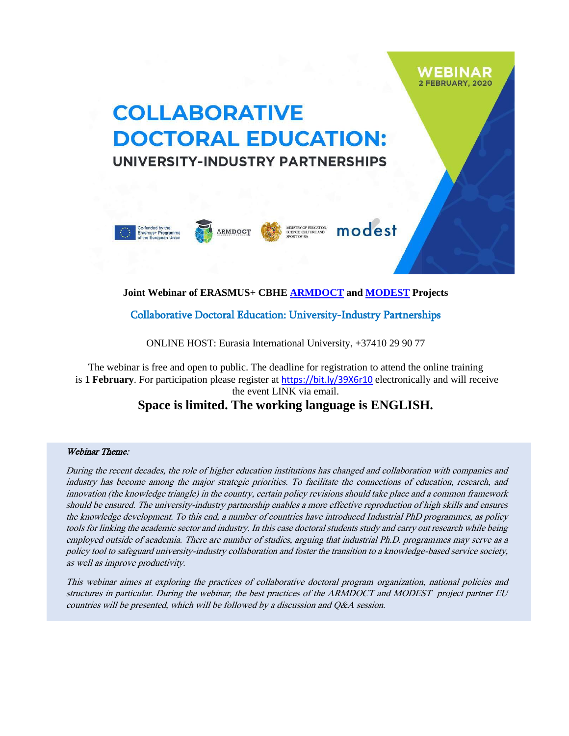WEBINAR
2 FEBRUARY, 2020

# COLLABORATIVE DOCTORAL EDUCATION:

## UNIVERSITY-INDUSTRY PARTNERSHIPS

Co-funded by the Erasmus+ Programme of the European Union | ARMDOCT | MINISTRY OF EDUCATION, SCIENCE, CULTURE AND SPORT OF RA | modest

**Joint Webinar of ERASMUS+ CBHE ARMDOCT and MODEST Projects**

Collaborative Doctoral Education: University-Industry Partnerships

ONLINE HOST: Eurasia International University, +37410 29 90 77

The webinar is free and open to public. The deadline for registration to attend the online training is **1 February**. For participation please register at https://bit.ly/39X6r10 electronically and will receive the event LINK via email.

**Space is limited. The working language is ENGLISH.**

*Webinar Theme:*

*During the recent decades, the role of higher education institutions has changed and collaboration with companies and industry has become among the major strategic priorities. To facilitate the connections of education, research, and innovation (the knowledge triangle) in the country, certain policy revisions should take place and a common framework should be ensured. The university-industry partnership enables a more effective reproduction of high skills and ensures the knowledge development. To this end, a number of countries have introduced Industrial PhD programmes, as policy tools for linking the academic sector and industry. In this case doctoral students study and carry out research while being employed outside of academia. There are number of studies, arguing that industrial Ph.D. programmes may serve as a policy tool to safeguard university-industry collaboration and foster the transition to a knowledge-based service society, as well as improve productivity.*

*This webinar aimes at exploring the practices of collaborative doctoral program organization, national policies and structures in particular. During the webinar, the best practices of the ARMDOCT and MODEST project partner EU countries will be presented, which will be followed by a discussion and Q&A session.*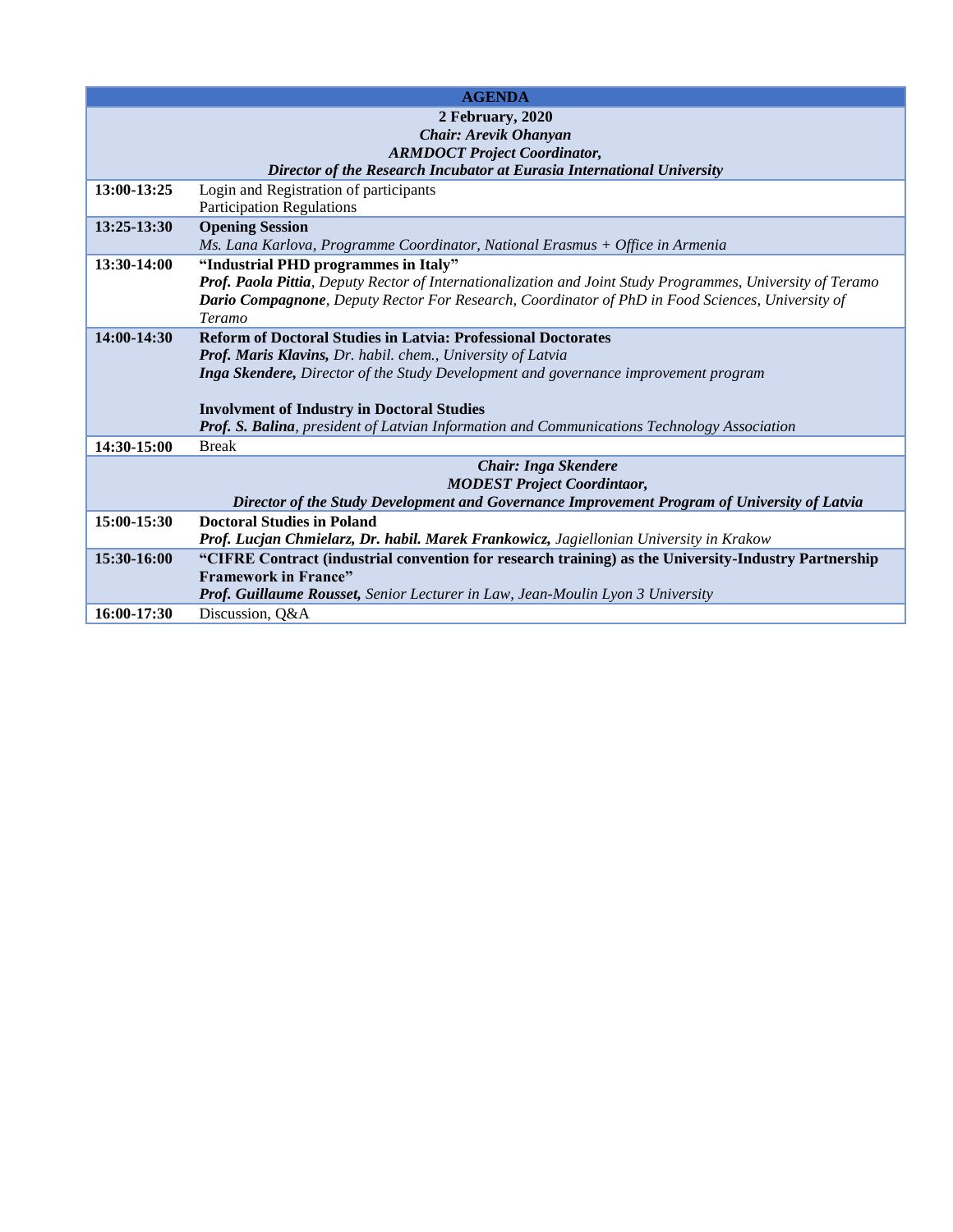| AGENDA | |
|---|---|
| **2 February, 2020**<br>***Chair: Arevik Ohanyan***<br>***ARMDOCT Project Coordinator,***<br>***Director of the Research Incubator at Eurasia International University*** | |
| **13:00-13:25** | Login and Registration of participants<br>Participation Regulations |
| **13:25-13:30** | **Opening Session**<br>*Ms. Lana Karlova, Programme Coordinator, National Erasmus + Office in Armenia* |
| **13:30-14:00** | **"Industrial PHD programmes in Italy"**<br>***Prof. Paola Pittia****, Deputy Rector of Internationalization and Joint Study Programmes, University of Teramo*<br>***Dario Compagnone****, Deputy Rector For Research, Coordinator of PhD in Food Sciences, University of Teramo* |
| **14:00-14:30** | **Reform of Doctoral Studies in Latvia: Professional Doctorates**<br>***Prof. Maris Klavins,*** *Dr. habil. chem., University of Latvia*<br>***Inga Skendere,*** *Director of the Study Development and governance improvement program*<br><br>**Involvment of Industry in Doctoral Studies**<br>***Prof. S. Balina****, president of Latvian Information and Communications Technology Association* |
| **14:30-15:00** | Break |
| ***Chair: Inga Skendere***<br>***MODEST Project Coordintaor,***<br>***Director of the Study Development and Governance Improvement Program of University of Latvia*** | |
| **15:00-15:30** | **Doctoral Studies in Poland**<br>***Prof. Lucjan Chmielarz, Dr. habil. Marek Frankowicz,*** *Jagiellonian University in Krakow* |
| **15:30-16:00** | **"CIFRE Contract (industrial convention for research training) as the University-Industry Partnership Framework in France"**<br>***Prof. Guillaume Rousset,*** *Senior Lecturer in Law, Jean-Moulin Lyon 3 University* |
| **16:00-17:30** | Discussion, Q&A |